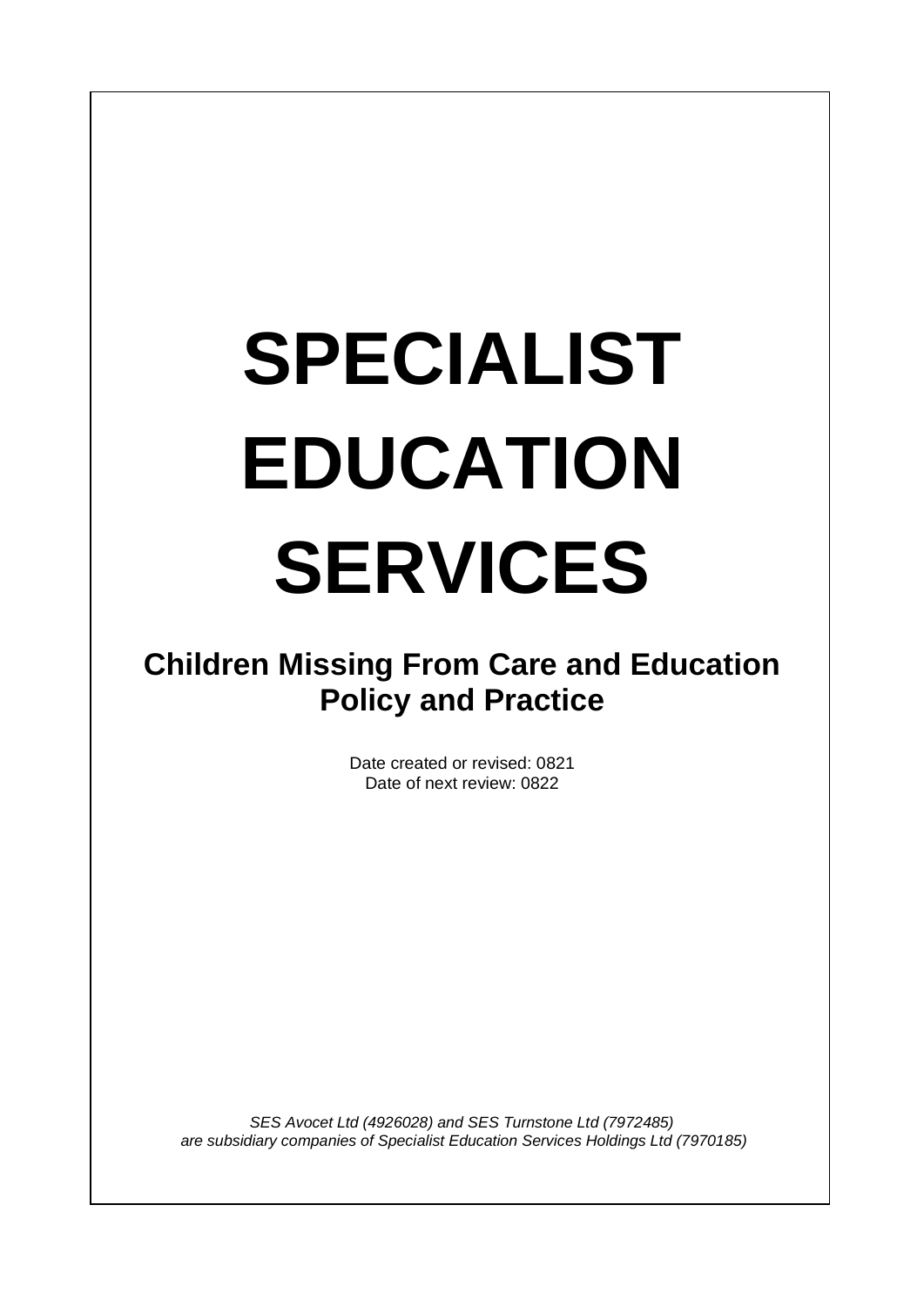# SPECIALIST EDUCATION SERVICES

## Children Missing From Care and Education Policy and Practice

Date created or revised: 0821
Date of next review: 0822

*SES Avocet Ltd (4926028) and SES Turnstone Ltd (7972485) are subsidiary companies of Specialist Education Services Holdings Ltd (7970185)*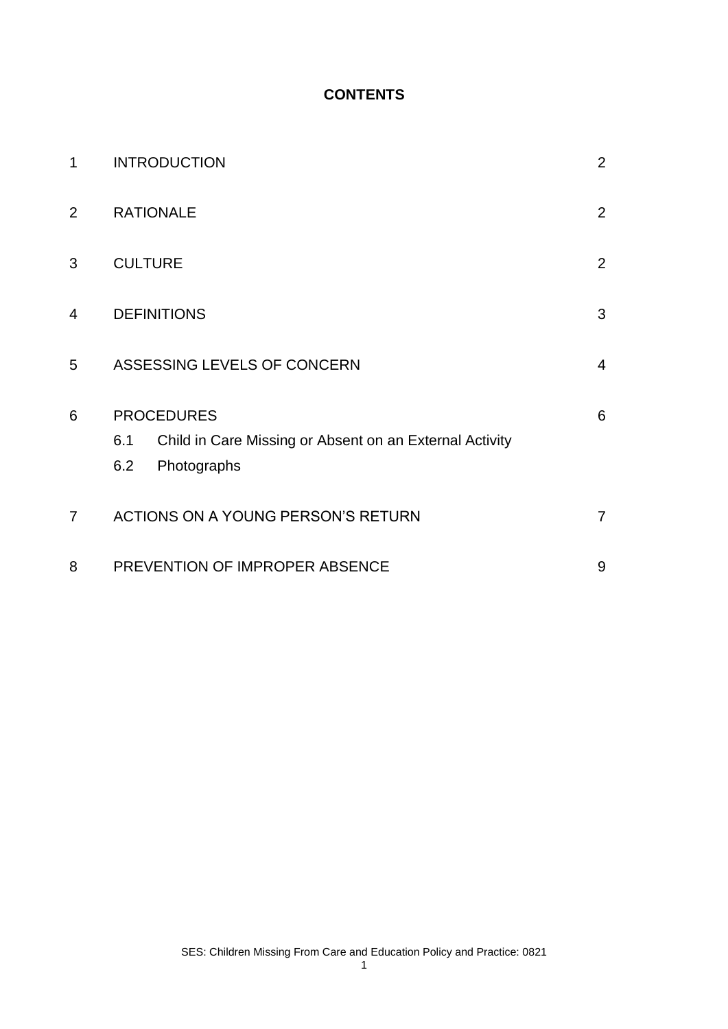**CONTENTS**

| | | |
|---|---|---|
| 1 | INTRODUCTION | 2 |
| 2 | RATIONALE | 2 |
| 3 | CULTURE | 2 |
| 4 | DEFINITIONS | 3 |
| 5 | ASSESSING LEVELS OF CONCERN | 4 |
| 6 | PROCEDURES | 6 |
| | 6.1 Child in Care Missing or Absent on an External Activity | |
| | 6.2 Photographs | |
| 7 | ACTIONS ON A YOUNG PERSON'S RETURN | 7 |
| 8 | PREVENTION OF IMPROPER ABSENCE | 9 |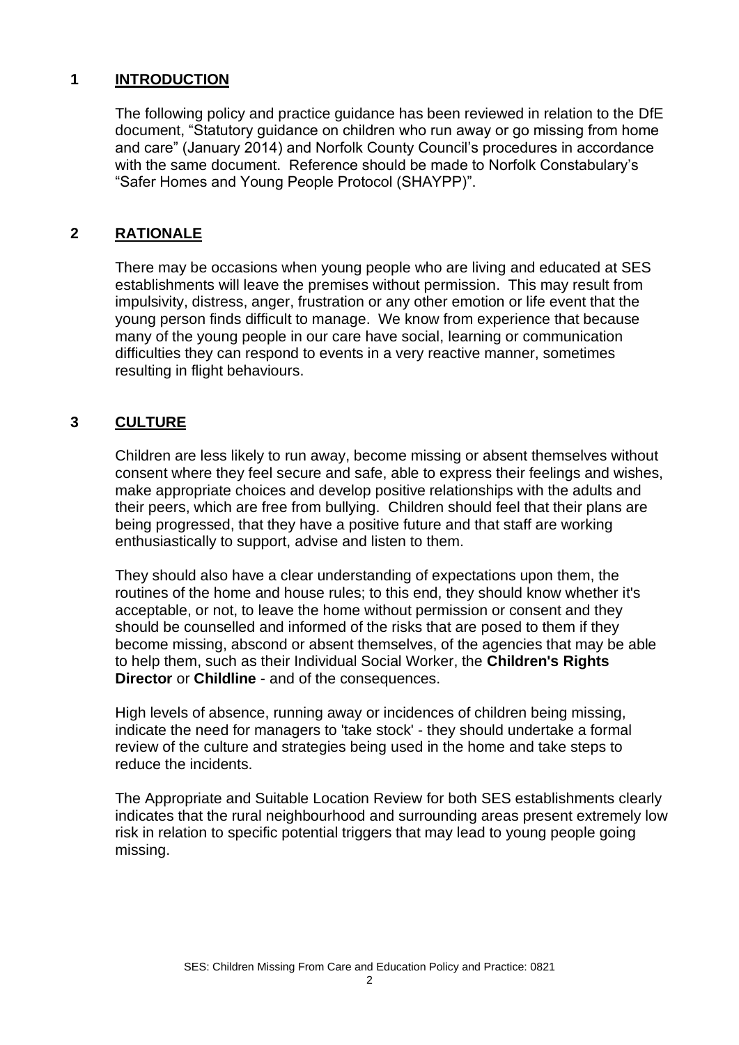## 1 INTRODUCTION

The following policy and practice guidance has been reviewed in relation to the DfE document, "Statutory guidance on children who run away or go missing from home and care" (January 2014) and Norfolk County Council's procedures in accordance with the same document. Reference should be made to Norfolk Constabulary's "Safer Homes and Young People Protocol (SHAYPP)".

## 2 RATIONALE

There may be occasions when young people who are living and educated at SES establishments will leave the premises without permission. This may result from impulsivity, distress, anger, frustration or any other emotion or life event that the young person finds difficult to manage. We know from experience that because many of the young people in our care have social, learning or communication difficulties they can respond to events in a very reactive manner, sometimes resulting in flight behaviours.

## 3 CULTURE

Children are less likely to run away, become missing or absent themselves without consent where they feel secure and safe, able to express their feelings and wishes, make appropriate choices and develop positive relationships with the adults and their peers, which are free from bullying. Children should feel that their plans are being progressed, that they have a positive future and that staff are working enthusiastically to support, advise and listen to them.

They should also have a clear understanding of expectations upon them, the routines of the home and house rules; to this end, they should know whether it's acceptable, or not, to leave the home without permission or consent and they should be counselled and informed of the risks that are posed to them if they become missing, abscond or absent themselves, of the agencies that may be able to help them, such as their Individual Social Worker, the **Children's Rights Director** or **Childline** - and of the consequences.

High levels of absence, running away or incidences of children being missing, indicate the need for managers to 'take stock' - they should undertake a formal review of the culture and strategies being used in the home and take steps to reduce the incidents.

The Appropriate and Suitable Location Review for both SES establishments clearly indicates that the rural neighbourhood and surrounding areas present extremely low risk in relation to specific potential triggers that may lead to young people going missing.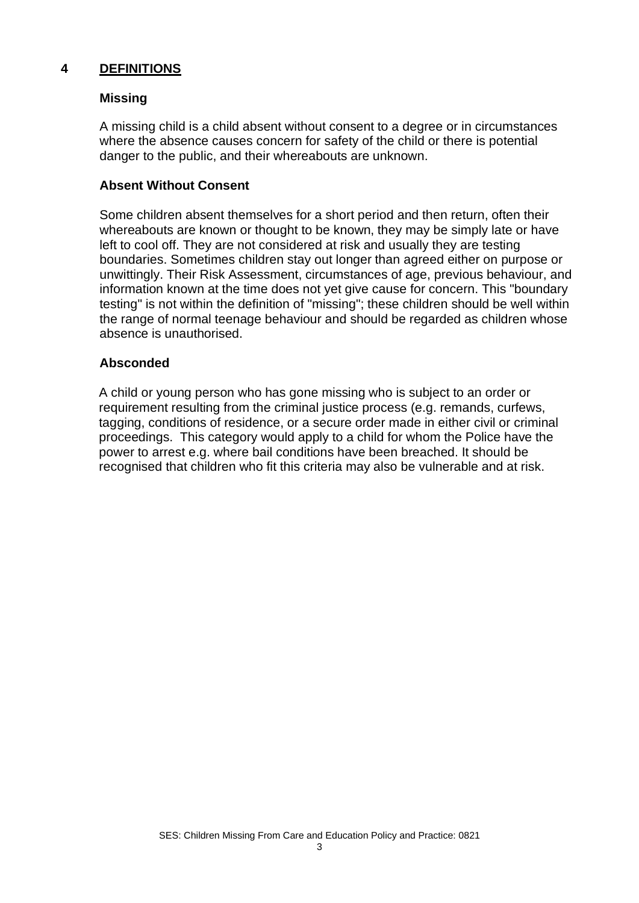## 4 DEFINITIONS

### Missing

A missing child is a child absent without consent to a degree or in circumstances where the absence causes concern for safety of the child or there is potential danger to the public, and their whereabouts are unknown.

### Absent Without Consent

Some children absent themselves for a short period and then return, often their whereabouts are known or thought to be known, they may be simply late or have left to cool off. They are not considered at risk and usually they are testing boundaries. Sometimes children stay out longer than agreed either on purpose or unwittingly. Their Risk Assessment, circumstances of age, previous behaviour, and information known at the time does not yet give cause for concern. This "boundary testing" is not within the definition of "missing"; these children should be well within the range of normal teenage behaviour and should be regarded as children whose absence is unauthorised.

### Absconded

A child or young person who has gone missing who is subject to an order or requirement resulting from the criminal justice process (e.g. remands, curfews, tagging, conditions of residence, or a secure order made in either civil or criminal proceedings. This category would apply to a child for whom the Police have the power to arrest e.g. where bail conditions have been breached. It should be recognised that children who fit this criteria may also be vulnerable and at risk.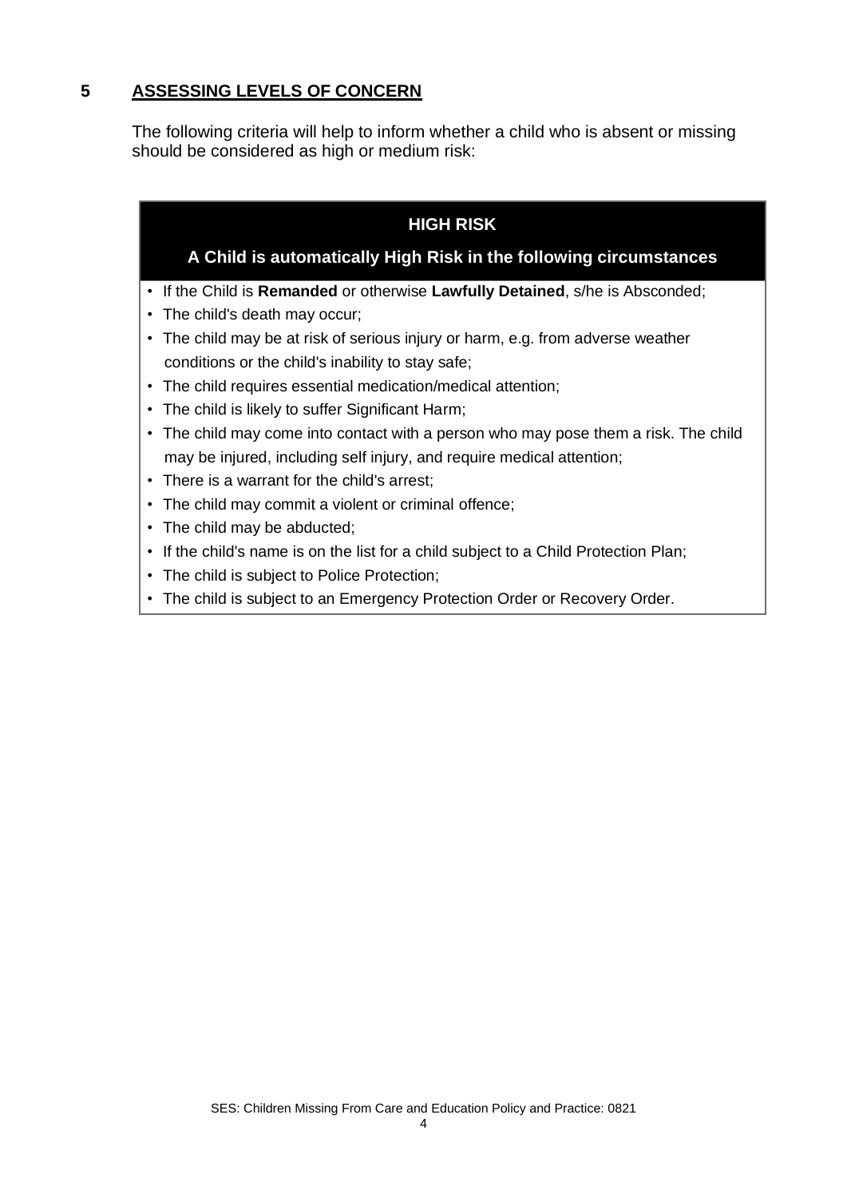## 5 ASSESSING LEVELS OF CONCERN

The following criteria will help to inform whether a child who is absent or missing should be considered as high or medium risk:

| **HIGH RISK**<br>**A Child is automatically High Risk in the following circumstances** |
|---|
| • If the Child is **Remanded** or otherwise **Lawfully Detained**, s/he is Absconded;<br>• The child's death may occur;<br>• The child may be at risk of serious injury or harm, e.g. from adverse weather conditions or the child's inability to stay safe;<br>• The child requires essential medication/medical attention;<br>• The child is likely to suffer Significant Harm;<br>• The child may come into contact with a person who may pose them a risk. The child may be injured, including self injury, and require medical attention;<br>• There is a warrant for the child's arrest;<br>• The child may commit a violent or criminal offence;<br>• The child may be abducted;<br>• If the child's name is on the list for a child subject to a Child Protection Plan;<br>• The child is subject to Police Protection;<br>• The child is subject to an Emergency Protection Order or Recovery Order. |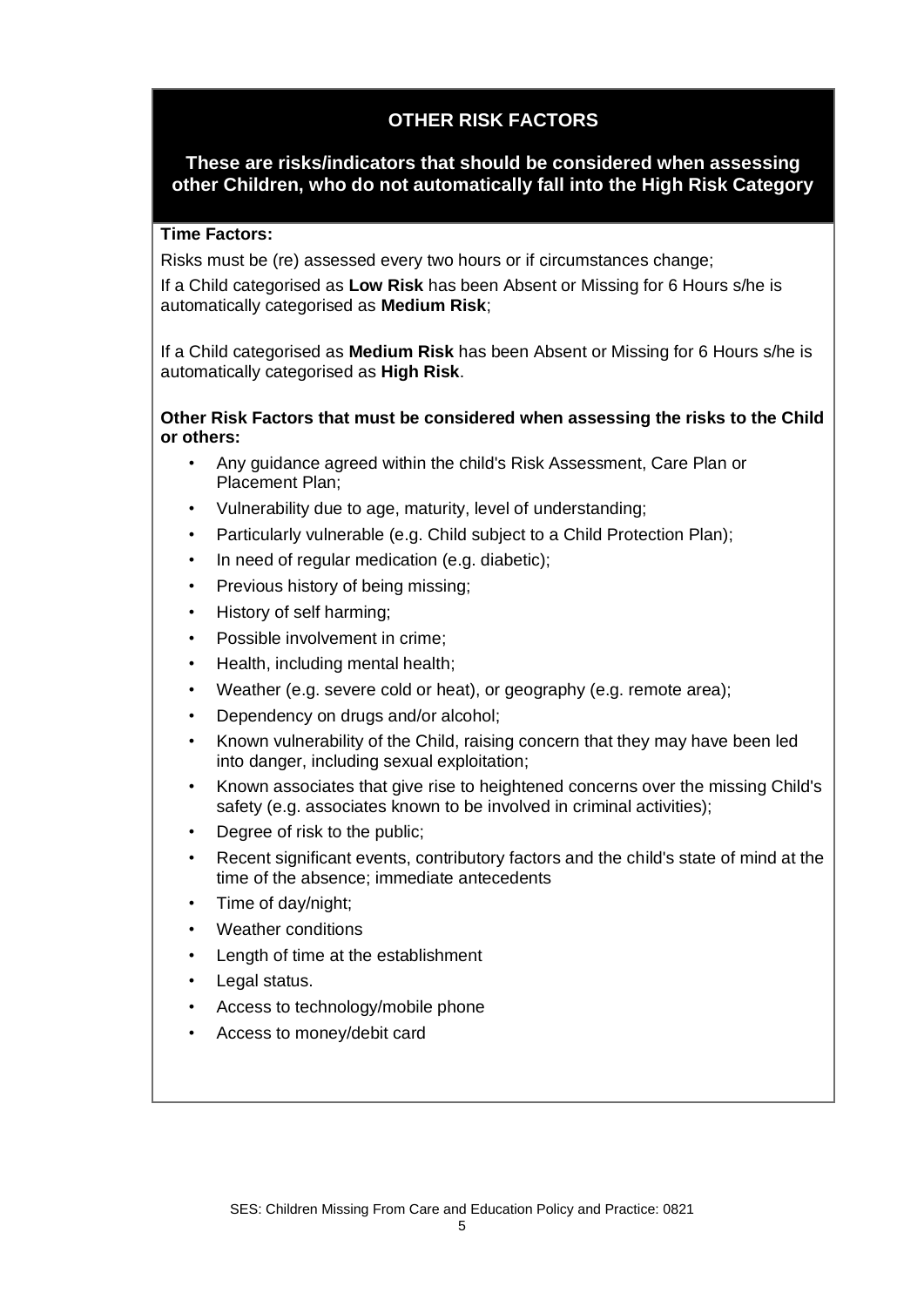## OTHER RISK FACTORS

### These are risks/indicators that should be considered when assessing other Children, who do not automatically fall into the High Risk Category

**Time Factors:**

Risks must be (re) assessed every two hours or if circumstances change;

If a Child categorised as **Low Risk** has been Absent or Missing for 6 Hours s/he is automatically categorised as **Medium Risk**;

If a Child categorised as **Medium Risk** has been Absent or Missing for 6 Hours s/he is automatically categorised as **High Risk**.

**Other Risk Factors that must be considered when assessing the risks to the Child or others:**

- Any guidance agreed within the child's Risk Assessment, Care Plan or Placement Plan;
- Vulnerability due to age, maturity, level of understanding;
- Particularly vulnerable (e.g. Child subject to a Child Protection Plan);
- In need of regular medication (e.g. diabetic);
- Previous history of being missing;
- History of self harming;
- Possible involvement in crime;
- Health, including mental health;
- Weather (e.g. severe cold or heat), or geography (e.g. remote area);
- Dependency on drugs and/or alcohol;
- Known vulnerability of the Child, raising concern that they may have been led into danger, including sexual exploitation;
- Known associates that give rise to heightened concerns over the missing Child's safety (e.g. associates known to be involved in criminal activities);
- Degree of risk to the public;
- Recent significant events, contributory factors and the child's state of mind at the time of the absence; immediate antecedents
- Time of day/night;
- Weather conditions
- Length of time at the establishment
- Legal status.
- Access to technology/mobile phone
- Access to money/debit card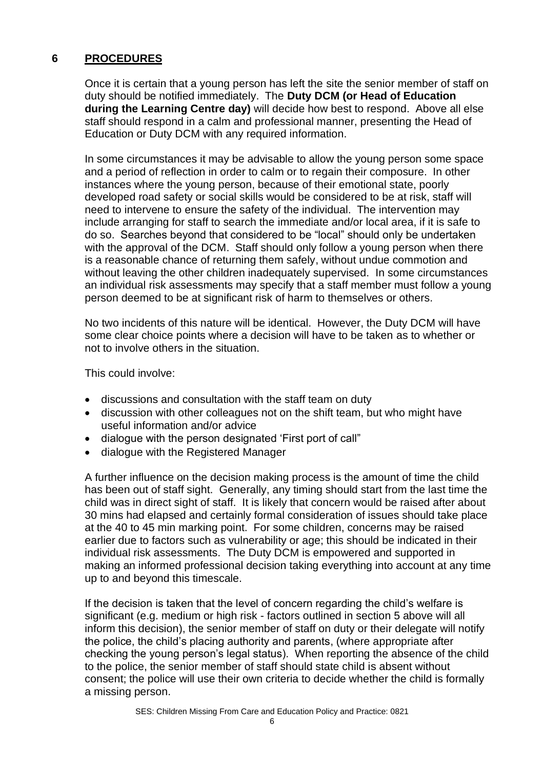## 6 PROCEDURES

Once it is certain that a young person has left the site the senior member of staff on duty should be notified immediately. The **Duty DCM (or Head of Education during the Learning Centre day)** will decide how best to respond. Above all else staff should respond in a calm and professional manner, presenting the Head of Education or Duty DCM with any required information.

In some circumstances it may be advisable to allow the young person some space and a period of reflection in order to calm or to regain their composure. In other instances where the young person, because of their emotional state, poorly developed road safety or social skills would be considered to be at risk, staff will need to intervene to ensure the safety of the individual. The intervention may include arranging for staff to search the immediate and/or local area, if it is safe to do so. Searches beyond that considered to be "local" should only be undertaken with the approval of the DCM. Staff should only follow a young person when there is a reasonable chance of returning them safely, without undue commotion and without leaving the other children inadequately supervised. In some circumstances an individual risk assessments may specify that a staff member must follow a young person deemed to be at significant risk of harm to themselves or others.

No two incidents of this nature will be identical. However, the Duty DCM will have some clear choice points where a decision will have to be taken as to whether or not to involve others in the situation.

This could involve:

- discussions and consultation with the staff team on duty
- discussion with other colleagues not on the shift team, but who might have useful information and/or advice
- dialogue with the person designated 'First port of call"
- dialogue with the Registered Manager

A further influence on the decision making process is the amount of time the child has been out of staff sight. Generally, any timing should start from the last time the child was in direct sight of staff. It is likely that concern would be raised after about 30 mins had elapsed and certainly formal consideration of issues should take place at the 40 to 45 min marking point. For some children, concerns may be raised earlier due to factors such as vulnerability or age; this should be indicated in their individual risk assessments. The Duty DCM is empowered and supported in making an informed professional decision taking everything into account at any time up to and beyond this timescale.

If the decision is taken that the level of concern regarding the child's welfare is significant (e.g. medium or high risk - factors outlined in section 5 above will all inform this decision), the senior member of staff on duty or their delegate will notify the police, the child's placing authority and parents, (where appropriate after checking the young person's legal status). When reporting the absence of the child to the police, the senior member of staff should state child is absent without consent; the police will use their own criteria to decide whether the child is formally a missing person.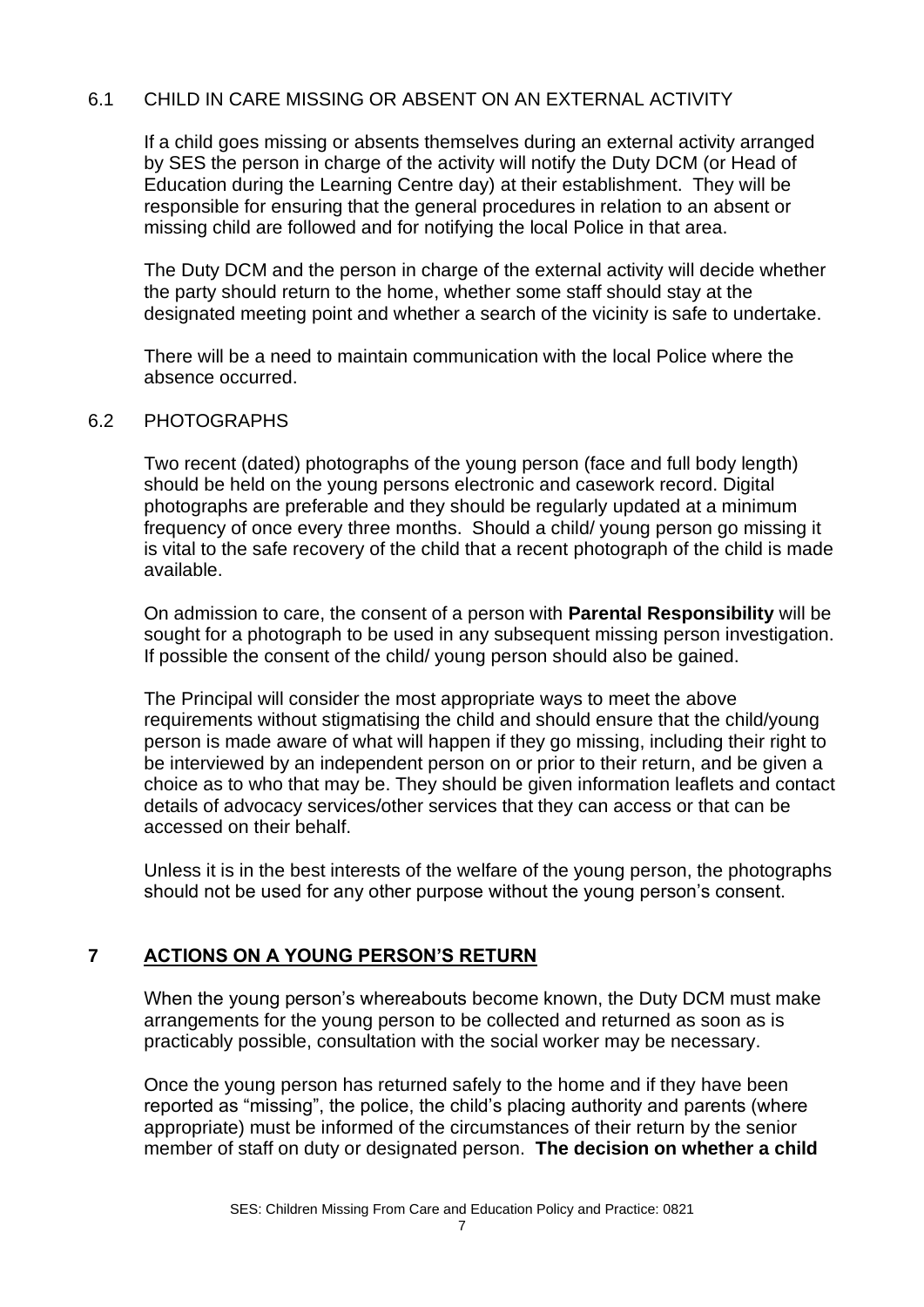### 6.1 CHILD IN CARE MISSING OR ABSENT ON AN EXTERNAL ACTIVITY

If a child goes missing or absents themselves during an external activity arranged by SES the person in charge of the activity will notify the Duty DCM (or Head of Education during the Learning Centre day) at their establishment. They will be responsible for ensuring that the general procedures in relation to an absent or missing child are followed and for notifying the local Police in that area.

The Duty DCM and the person in charge of the external activity will decide whether the party should return to the home, whether some staff should stay at the designated meeting point and whether a search of the vicinity is safe to undertake.

There will be a need to maintain communication with the local Police where the absence occurred.

### 6.2 PHOTOGRAPHS

Two recent (dated) photographs of the young person (face and full body length) should be held on the young persons electronic and casework record. Digital photographs are preferable and they should be regularly updated at a minimum frequency of once every three months. Should a child/ young person go missing it is vital to the safe recovery of the child that a recent photograph of the child is made available.

On admission to care, the consent of a person with **Parental Responsibility** will be sought for a photograph to be used in any subsequent missing person investigation. If possible the consent of the child/ young person should also be gained.

The Principal will consider the most appropriate ways to meet the above requirements without stigmatising the child and should ensure that the child/young person is made aware of what will happen if they go missing, including their right to be interviewed by an independent person on or prior to their return, and be given a choice as to who that may be. They should be given information leaflets and contact details of advocacy services/other services that they can access or that can be accessed on their behalf.

Unless it is in the best interests of the welfare of the young person, the photographs should not be used for any other purpose without the young person's consent.

## 7 ACTIONS ON A YOUNG PERSON'S RETURN

When the young person's whereabouts become known, the Duty DCM must make arrangements for the young person to be collected and returned as soon as is practicably possible, consultation with the social worker may be necessary.

Once the young person has returned safely to the home and if they have been reported as "missing", the police, the child's placing authority and parents (where appropriate) must be informed of the circumstances of their return by the senior member of staff on duty or designated person. **The decision on whether a child**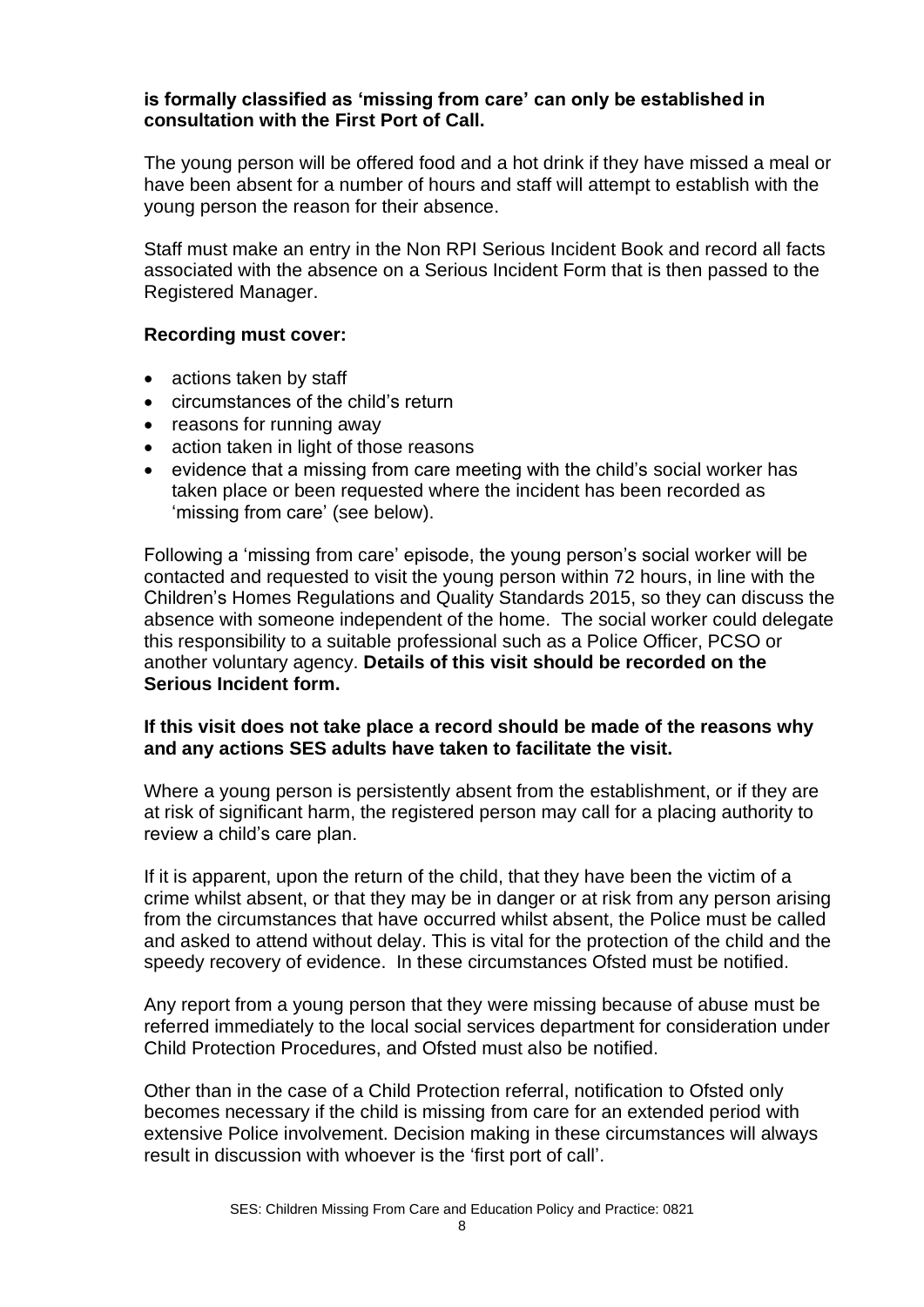**is formally classified as 'missing from care' can only be established in consultation with the First Port of Call.**

The young person will be offered food and a hot drink if they have missed a meal or have been absent for a number of hours and staff will attempt to establish with the young person the reason for their absence.

Staff must make an entry in the Non RPI Serious Incident Book and record all facts associated with the absence on a Serious Incident Form that is then passed to the Registered Manager.

**Recording must cover:**

- actions taken by staff
- circumstances of the child's return
- reasons for running away
- action taken in light of those reasons
- evidence that a missing from care meeting with the child's social worker has taken place or been requested where the incident has been recorded as 'missing from care' (see below).

Following a 'missing from care' episode, the young person's social worker will be contacted and requested to visit the young person within 72 hours, in line with the Children's Homes Regulations and Quality Standards 2015, so they can discuss the absence with someone independent of the home. The social worker could delegate this responsibility to a suitable professional such as a Police Officer, PCSO or another voluntary agency. **Details of this visit should be recorded on the Serious Incident form.**

**If this visit does not take place a record should be made of the reasons why and any actions SES adults have taken to facilitate the visit.**

Where a young person is persistently absent from the establishment, or if they are at risk of significant harm, the registered person may call for a placing authority to review a child's care plan.

If it is apparent, upon the return of the child, that they have been the victim of a crime whilst absent, or that they may be in danger or at risk from any person arising from the circumstances that have occurred whilst absent, the Police must be called and asked to attend without delay. This is vital for the protection of the child and the speedy recovery of evidence. In these circumstances Ofsted must be notified.

Any report from a young person that they were missing because of abuse must be referred immediately to the local social services department for consideration under Child Protection Procedures, and Ofsted must also be notified.

Other than in the case of a Child Protection referral, notification to Ofsted only becomes necessary if the child is missing from care for an extended period with extensive Police involvement. Decision making in these circumstances will always result in discussion with whoever is the 'first port of call'.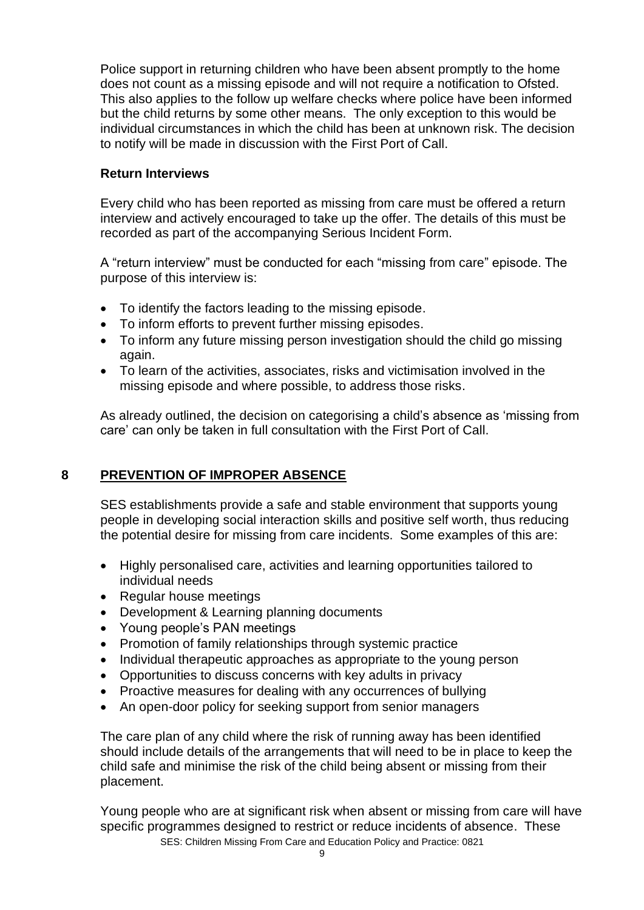Police support in returning children who have been absent promptly to the home does not count as a missing episode and will not require a notification to Ofsted. This also applies to the follow up welfare checks where police have been informed but the child returns by some other means. The only exception to this would be individual circumstances in which the child has been at unknown risk. The decision to notify will be made in discussion with the First Port of Call.

### Return Interviews

Every child who has been reported as missing from care must be offered a return interview and actively encouraged to take up the offer. The details of this must be recorded as part of the accompanying Serious Incident Form.

A "return interview" must be conducted for each "missing from care" episode. The purpose of this interview is:

- To identify the factors leading to the missing episode.
- To inform efforts to prevent further missing episodes.
- To inform any future missing person investigation should the child go missing again.
- To learn of the activities, associates, risks and victimisation involved in the missing episode and where possible, to address those risks.

As already outlined, the decision on categorising a child's absence as 'missing from care' can only be taken in full consultation with the First Port of Call.

## 8 PREVENTION OF IMPROPER ABSENCE

SES establishments provide a safe and stable environment that supports young people in developing social interaction skills and positive self worth, thus reducing the potential desire for missing from care incidents. Some examples of this are:

- Highly personalised care, activities and learning opportunities tailored to individual needs
- Regular house meetings
- Development & Learning planning documents
- Young people's PAN meetings
- Promotion of family relationships through systemic practice
- Individual therapeutic approaches as appropriate to the young person
- Opportunities to discuss concerns with key adults in privacy
- Proactive measures for dealing with any occurrences of bullying
- An open-door policy for seeking support from senior managers

The care plan of any child where the risk of running away has been identified should include details of the arrangements that will need to be in place to keep the child safe and minimise the risk of the child being absent or missing from their placement.

Young people who are at significant risk when absent or missing from care will have specific programmes designed to restrict or reduce incidents of absence. These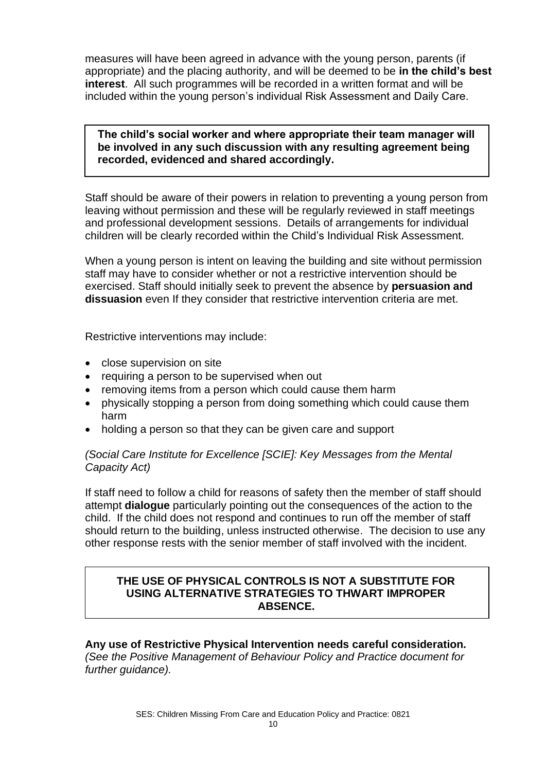measures will have been agreed in advance with the young person, parents (if appropriate) and the placing authority, and will be deemed to be **in the child's best interest**. All such programmes will be recorded in a written format and will be included within the young person's individual Risk Assessment and Daily Care.

**The child's social worker and where appropriate their team manager will be involved in any such discussion with any resulting agreement being recorded, evidenced and shared accordingly.**

Staff should be aware of their powers in relation to preventing a young person from leaving without permission and these will be regularly reviewed in staff meetings and professional development sessions. Details of arrangements for individual children will be clearly recorded within the Child's Individual Risk Assessment.

When a young person is intent on leaving the building and site without permission staff may have to consider whether or not a restrictive intervention should be exercised. Staff should initially seek to prevent the absence by **persuasion and dissuasion** even If they consider that restrictive intervention criteria are met.

Restrictive interventions may include:

- close supervision on site
- requiring a person to be supervised when out
- removing items from a person which could cause them harm
- physically stopping a person from doing something which could cause them harm
- holding a person so that they can be given care and support

*(Social Care Institute for Excellence [SCIE]: Key Messages from the Mental Capacity Act)*

If staff need to follow a child for reasons of safety then the member of staff should attempt **dialogue** particularly pointing out the consequences of the action to the child. If the child does not respond and continues to run off the member of staff should return to the building, unless instructed otherwise. The decision to use any other response rests with the senior member of staff involved with the incident.

**THE USE OF PHYSICAL CONTROLS IS NOT A SUBSTITUTE FOR USING ALTERNATIVE STRATEGIES TO THWART IMPROPER ABSENCE.**

**Any use of Restrictive Physical Intervention needs careful consideration.**
*(See the Positive Management of Behaviour Policy and Practice document for further guidance).*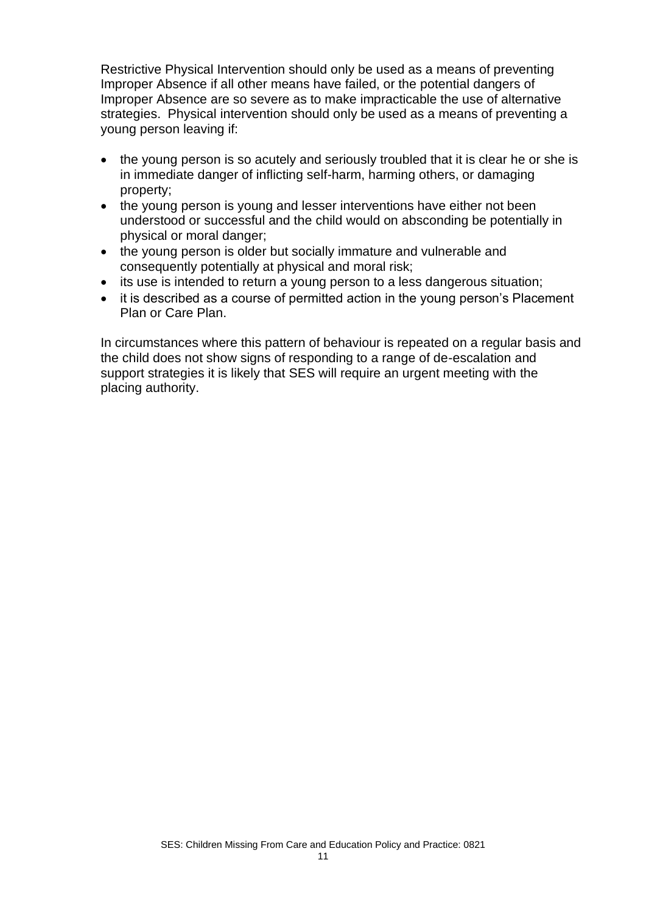Restrictive Physical Intervention should only be used as a means of preventing Improper Absence if all other means have failed, or the potential dangers of Improper Absence are so severe as to make impracticable the use of alternative strategies. Physical intervention should only be used as a means of preventing a young person leaving if:

- the young person is so acutely and seriously troubled that it is clear he or she is in immediate danger of inflicting self-harm, harming others, or damaging property;
- the young person is young and lesser interventions have either not been understood or successful and the child would on absconding be potentially in physical or moral danger;
- the young person is older but socially immature and vulnerable and consequently potentially at physical and moral risk;
- its use is intended to return a young person to a less dangerous situation;
- it is described as a course of permitted action in the young person's Placement Plan or Care Plan.

In circumstances where this pattern of behaviour is repeated on a regular basis and the child does not show signs of responding to a range of de-escalation and support strategies it is likely that SES will require an urgent meeting with the placing authority.